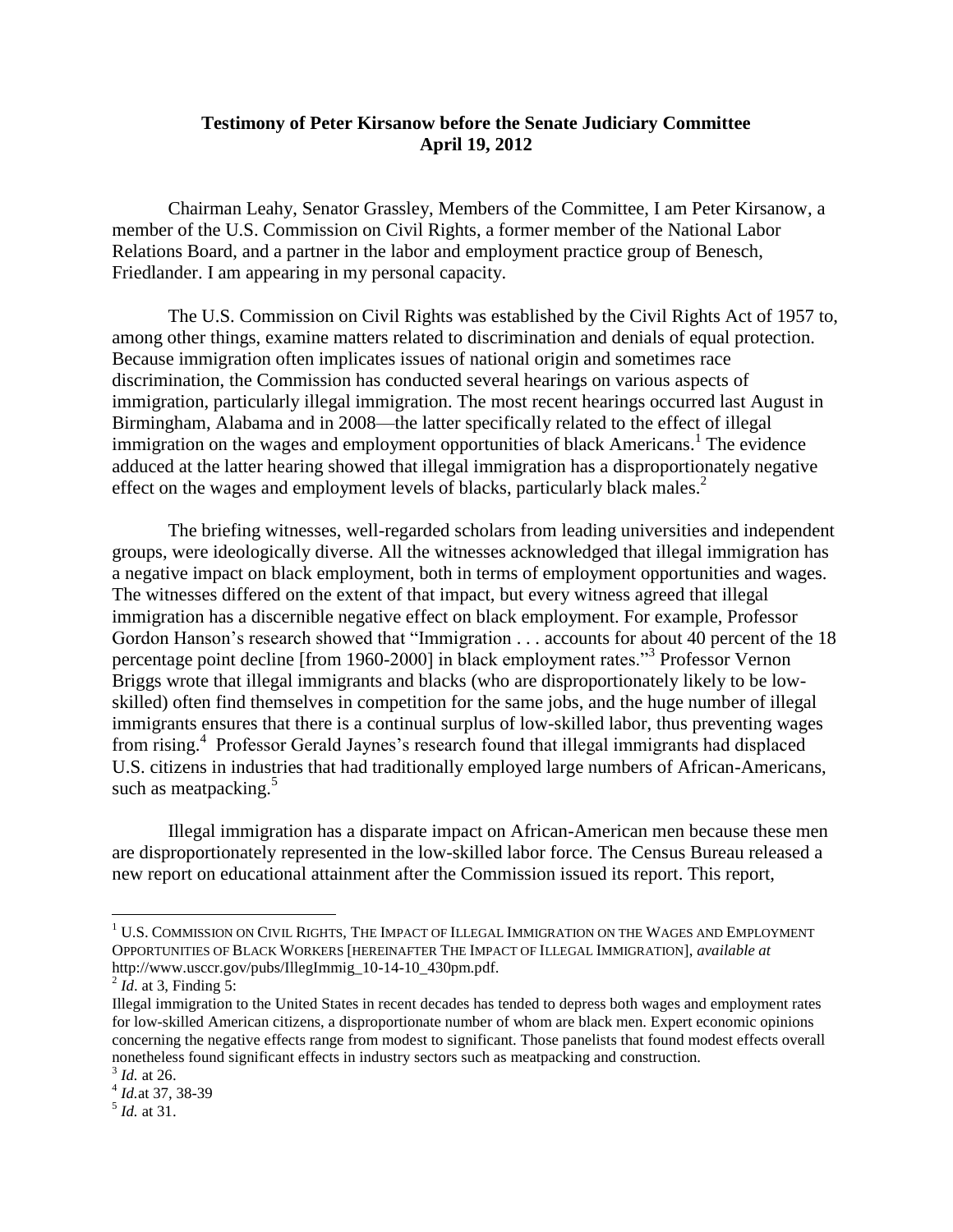**Testimony of Peter Kirsanow before the Senate Judiciary Committee**
**April 19, 2012**

Chairman Leahy, Senator Grassley, Members of the Committee, I am Peter Kirsanow, a member of the U.S. Commission on Civil Rights, a former member of the National Labor Relations Board, and a partner in the labor and employment practice group of Benesch, Friedlander. I am appearing in my personal capacity.

The U.S. Commission on Civil Rights was established by the Civil Rights Act of 1957 to, among other things, examine matters related to discrimination and denials of equal protection. Because immigration often implicates issues of national origin and sometimes race discrimination, the Commission has conducted several hearings on various aspects of immigration, particularly illegal immigration. The most recent hearings occurred last August in Birmingham, Alabama and in 2008—the latter specifically related to the effect of illegal immigration on the wages and employment opportunities of black Americans.[1] The evidence adduced at the latter hearing showed that illegal immigration has a disproportionately negative effect on the wages and employment levels of blacks, particularly black males.[2]

The briefing witnesses, well-regarded scholars from leading universities and independent groups, were ideologically diverse. All the witnesses acknowledged that illegal immigration has a negative impact on black employment, both in terms of employment opportunities and wages. The witnesses differed on the extent of that impact, but every witness agreed that illegal immigration has a discernible negative effect on black employment. For example, Professor Gordon Hanson's research showed that "Immigration . . . accounts for about 40 percent of the 18 percentage point decline [from 1960-2000] in black employment rates."[3] Professor Vernon Briggs wrote that illegal immigrants and blacks (who are disproportionately likely to be low-skilled) often find themselves in competition for the same jobs, and the huge number of illegal immigrants ensures that there is a continual surplus of low-skilled labor, thus preventing wages from rising.[4] Professor Gerald Jaynes's research found that illegal immigrants had displaced U.S. citizens in industries that had traditionally employed large numbers of African-Americans, such as meatpacking.[5]

Illegal immigration has a disparate impact on African-American men because these men are disproportionately represented in the low-skilled labor force. The Census Bureau released a new report on educational attainment after the Commission issued its report. This report,

---

[1] U.S. Commission on Civil Rights, The Impact of Illegal Immigration on the Wages and Employment Opportunities of Black Workers [hereinafter The Impact of Illegal Immigration], *available at* http://www.usccr.gov/pubs/IllegImmig_10-14-10_430pm.pdf.

[2] *Id*. at 3, Finding 5:

Illegal immigration to the United States in recent decades has tended to depress both wages and employment rates for low-skilled American citizens, a disproportionate number of whom are black men. Expert economic opinions concerning the negative effects range from modest to significant. Those panelists that found modest effects overall nonetheless found significant effects in industry sectors such as meatpacking and construction.

[3] *Id.* at 26.

[4] *Id.*at 37, 38-39

[5] *Id.* at 31.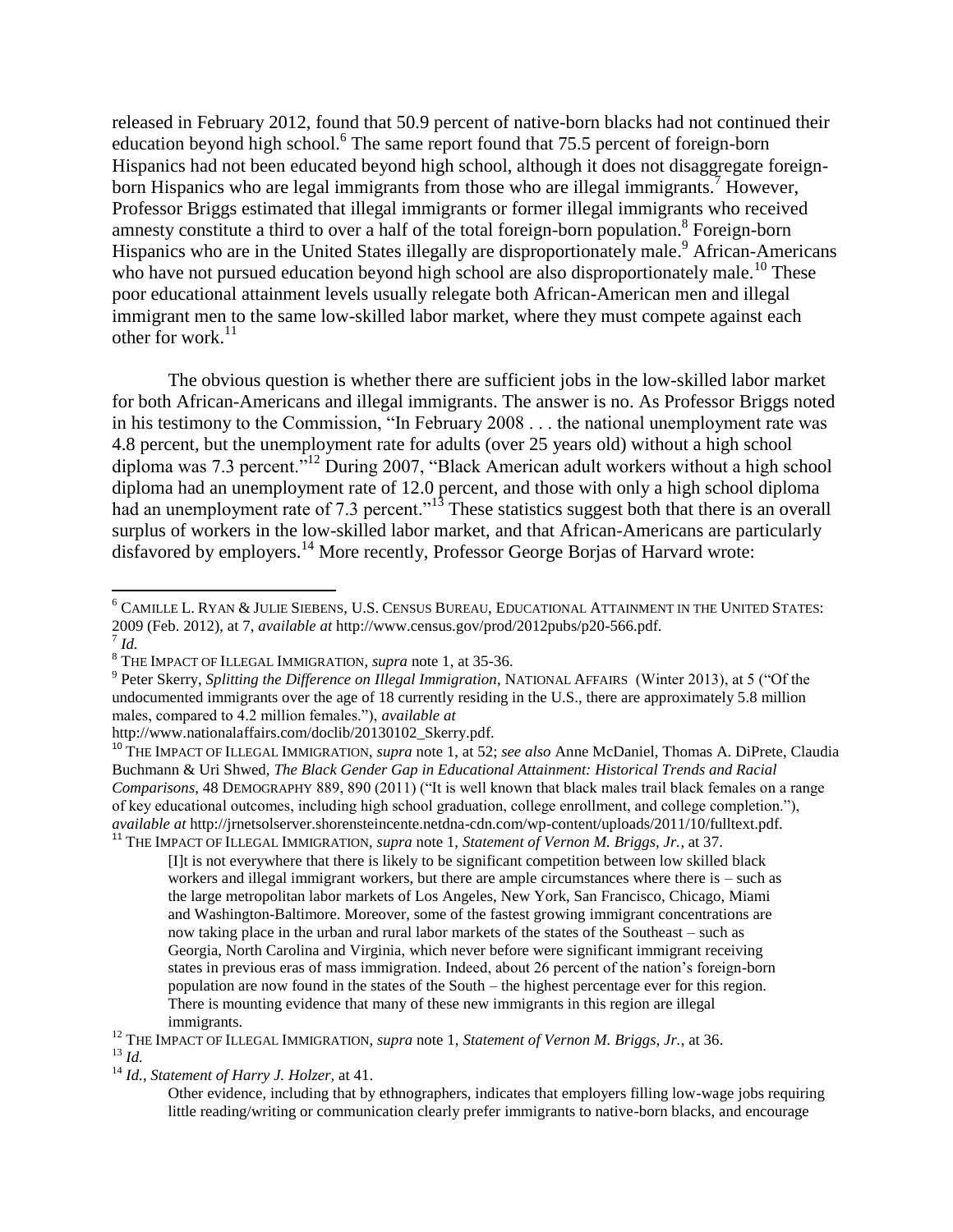released in February 2012, found that 50.9 percent of native-born blacks had not continued their education beyond high school.[6] The same report found that 75.5 percent of foreign-born Hispanics had not been educated beyond high school, although it does not disaggregate foreign-born Hispanics who are legal immigrants from those who are illegal immigrants.[7] However, Professor Briggs estimated that illegal immigrants or former illegal immigrants who received amnesty constitute a third to over a half of the total foreign-born population.[8] Foreign-born Hispanics who are in the United States illegally are disproportionately male.[9] African-Americans who have not pursued education beyond high school are also disproportionately male.[10] These poor educational attainment levels usually relegate both African-American men and illegal immigrant men to the same low-skilled labor market, where they must compete against each other for work.[11]

The obvious question is whether there are sufficient jobs in the low-skilled labor market for both African-Americans and illegal immigrants. The answer is no. As Professor Briggs noted in his testimony to the Commission, "In February 2008 . . . the national unemployment rate was 4.8 percent, but the unemployment rate for adults (over 25 years old) without a high school diploma was 7.3 percent."[12] During 2007, "Black American adult workers without a high school diploma had an unemployment rate of 12.0 percent, and those with only a high school diploma had an unemployment rate of 7.3 percent."[13] These statistics suggest both that there is an overall surplus of workers in the low-skilled labor market, and that African-Americans are particularly disfavored by employers.[14] More recently, Professor George Borjas of Harvard wrote:

---

[6] CAMILLE L. RYAN & JULIE SIEBENS, U.S. CENSUS BUREAU, EDUCATIONAL ATTAINMENT IN THE UNITED STATES: 2009 (Feb. 2012), at 7, *available at* http://www.census.gov/prod/2012pubs/p20-566.pdf.

[7] *Id.*

[8] THE IMPACT OF ILLEGAL IMMIGRATION, *supra* note 1, at 35-36.

[9] Peter Skerry, *Splitting the Difference on Illegal Immigration*, NATIONAL AFFAIRS (Winter 2013), at 5 ("Of the undocumented immigrants over the age of 18 currently residing in the U.S., there are approximately 5.8 million males, compared to 4.2 million females."), *available at* http://www.nationalaffairs.com/doclib/20130102_Skerry.pdf.

[10] THE IMPACT OF ILLEGAL IMMIGRATION, *supra* note 1, at 52; *see also* Anne McDaniel, Thomas A. DiPrete, Claudia Buchmann & Uri Shwed, *The Black Gender Gap in Educational Attainment: Historical Trends and Racial Comparisons*, 48 DEMOGRAPHY 889, 890 (2011) ("It is well known that black males trail black females on a range of key educational outcomes, including high school graduation, college enrollment, and college completion."), *available at* http://jrnetsolserver.shorensteincente.netdna-cdn.com/wp-content/uploads/2011/10/fulltext.pdf.

[11] THE IMPACT OF ILLEGAL IMMIGRATION, *supra* note 1, *Statement of Vernon M. Briggs, Jr.*, at 37.

> [I]t is not everywhere that there is likely to be significant competition between low skilled black workers and illegal immigrant workers, but there are ample circumstances where there is – such as the large metropolitan labor markets of Los Angeles, New York, San Francisco, Chicago, Miami and Washington-Baltimore. Moreover, some of the fastest growing immigrant concentrations are now taking place in the urban and rural labor markets of the states of the Southeast – such as Georgia, North Carolina and Virginia, which never before were significant immigrant receiving states in previous eras of mass immigration. Indeed, about 26 percent of the nation's foreign-born population are now found in the states of the South – the highest percentage ever for this region. There is mounting evidence that many of these new immigrants in this region are illegal immigrants.

[12] THE IMPACT OF ILLEGAL IMMIGRATION, *supra* note 1, *Statement of Vernon M. Briggs, Jr.*, at 36.

[13] *Id.*

[14] *Id.*, *Statement of Harry J. Holzer*, at 41.

> Other evidence, including that by ethnographers, indicates that employers filling low-wage jobs requiring little reading/writing or communication clearly prefer immigrants to native-born blacks, and encourage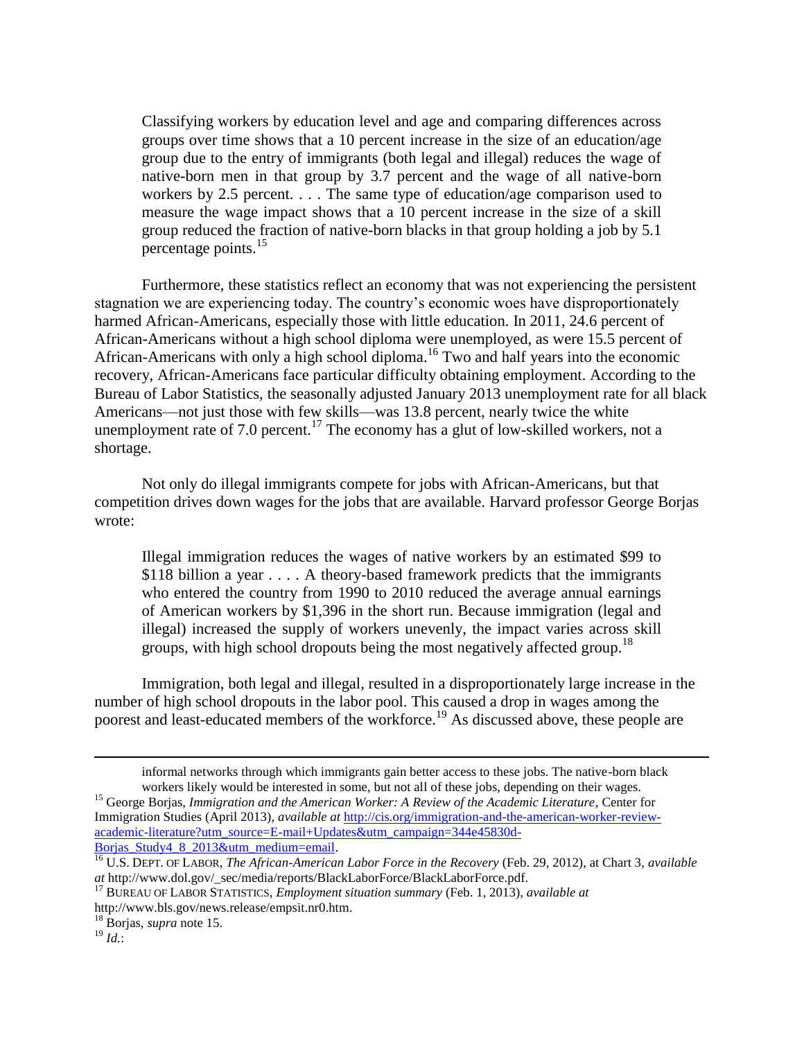> Classifying workers by education level and age and comparing differences across groups over time shows that a 10 percent increase in the size of an education/age group due to the entry of immigrants (both legal and illegal) reduces the wage of native-born men in that group by 3.7 percent and the wage of all native-born workers by 2.5 percent. . . . The same type of education/age comparison used to measure the wage impact shows that a 10 percent increase in the size of a skill group reduced the fraction of native-born blacks in that group holding a job by 5.1 percentage points.[15]

Furthermore, these statistics reflect an economy that was not experiencing the persistent stagnation we are experiencing today. The country's economic woes have disproportionately harmed African-Americans, especially those with little education. In 2011, 24.6 percent of African-Americans without a high school diploma were unemployed, as were 15.5 percent of African-Americans with only a high school diploma.[16] Two and half years into the economic recovery, African-Americans face particular difficulty obtaining employment. According to the Bureau of Labor Statistics, the seasonally adjusted January 2013 unemployment rate for all black Americans—not just those with few skills—was 13.8 percent, nearly twice the white unemployment rate of 7.0 percent.[17] The economy has a glut of low-skilled workers, not a shortage.

Not only do illegal immigrants compete for jobs with African-Americans, but that competition drives down wages for the jobs that are available. Harvard professor George Borjas wrote:

> Illegal immigration reduces the wages of native workers by an estimated $99 to $118 billion a year . . . . A theory-based framework predicts that the immigrants who entered the country from 1990 to 2010 reduced the average annual earnings of American workers by $1,396 in the short run. Because immigration (legal and illegal) increased the supply of workers unevenly, the impact varies across skill groups, with high school dropouts being the most negatively affected group.[18]

Immigration, both legal and illegal, resulted in a disproportionately large increase in the number of high school dropouts in the labor pool. This caused a drop in wages among the poorest and least-educated members of the workforce.[19] As discussed above, these people are

---

informal networks through which immigrants gain better access to these jobs. The native-born black workers likely would be interested in some, but not all of these jobs, depending on their wages.

[15] George Borjas, *Immigration and the American Worker: A Review of the Academic Literature*, Center for Immigration Studies (April 2013), *available at* http://cis.org/immigration-and-the-american-worker-review-academic-literature?utm_source=E-mail+Updates&utm_campaign=344e45830d-Borjas_Study4_8_2013&utm_medium=email.

[16] U.S. DEPT. OF LABOR, *The African-American Labor Force in the Recovery* (Feb. 29, 2012), at Chart 3, *available at* http://www.dol.gov/_sec/media/reports/BlackLaborForce/BlackLaborForce.pdf.

[17] BUREAU OF LABOR STATISTICS, *Employment situation summary* (Feb. 1, 2013), *available at* http://www.bls.gov/news.release/empsit.nr0.htm.

[18] Borjas, *supra* note 15.

[19] *Id.*: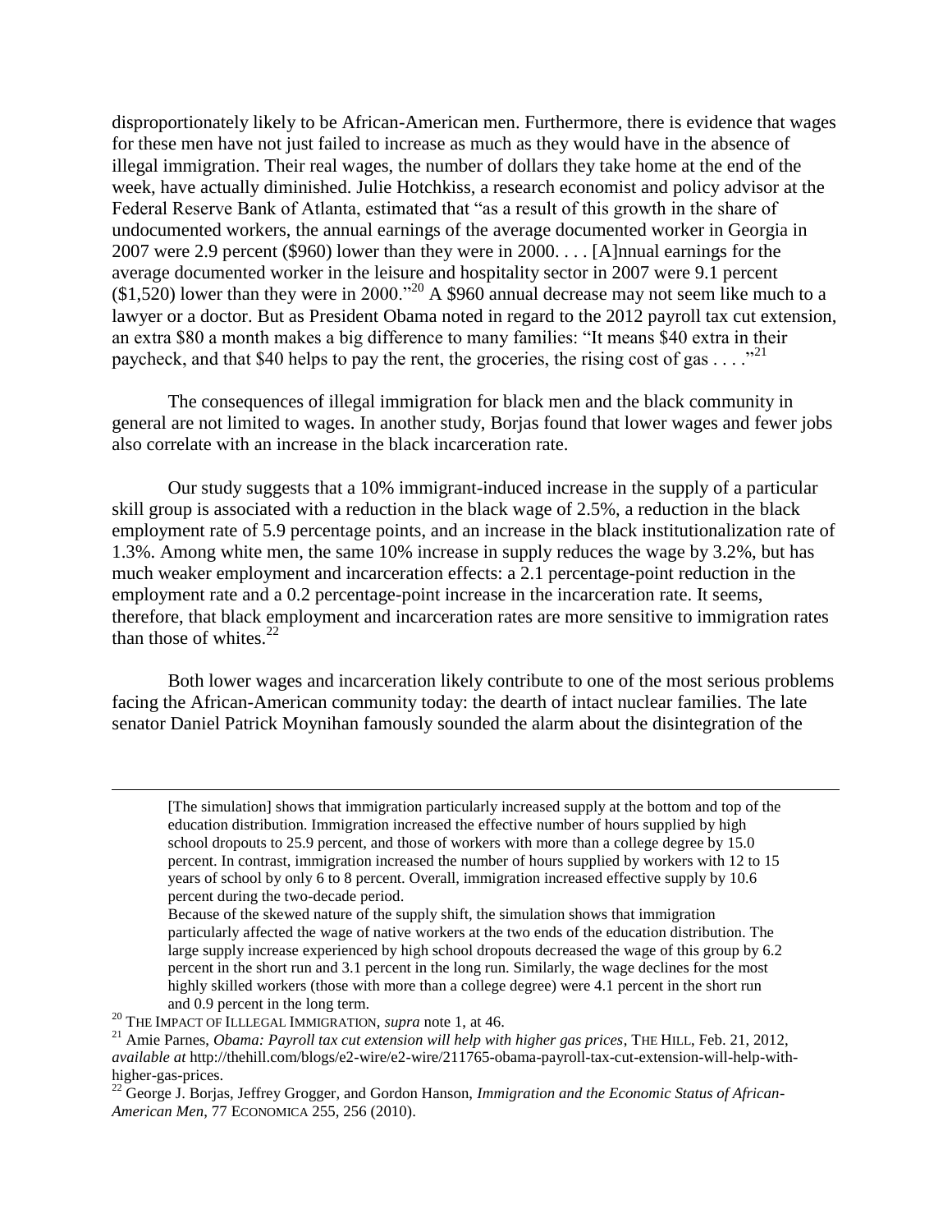disproportionately likely to be African-American men. Furthermore, there is evidence that wages for these men have not just failed to increase as much as they would have in the absence of illegal immigration. Their real wages, the number of dollars they take home at the end of the week, have actually diminished. Julie Hotchkiss, a research economist and policy advisor at the Federal Reserve Bank of Atlanta, estimated that "as a result of this growth in the share of undocumented workers, the annual earnings of the average documented worker in Georgia in 2007 were 2.9 percent ($960) lower than they were in 2000. . . . [A]nnual earnings for the average documented worker in the leisure and hospitality sector in 2007 were 9.1 percent ($1,520) lower than they were in 2000."[20] A $960 annual decrease may not seem like much to a lawyer or a doctor. But as President Obama noted in regard to the 2012 payroll tax cut extension, an extra $80 a month makes a big difference to many families: "It means $40 extra in their paycheck, and that $40 helps to pay the rent, the groceries, the rising cost of gas . . . ."[21]

The consequences of illegal immigration for black men and the black community in general are not limited to wages. In another study, Borjas found that lower wages and fewer jobs also correlate with an increase in the black incarceration rate.

> Our study suggests that a 10% immigrant-induced increase in the supply of a particular skill group is associated with a reduction in the black wage of 2.5%, a reduction in the black employment rate of 5.9 percentage points, and an increase in the black institutionalization rate of 1.3%. Among white men, the same 10% increase in supply reduces the wage by 3.2%, but has much weaker employment and incarceration effects: a 2.1 percentage-point reduction in the employment rate and a 0.2 percentage-point increase in the incarceration rate. It seems, therefore, that black employment and incarceration rates are more sensitive to immigration rates than those of whites.[22]

Both lower wages and incarceration likely contribute to one of the most serious problems facing the African-American community today: the dearth of intact nuclear families. The late senator Daniel Patrick Moynihan famously sounded the alarm about the disintegration of the

---

> [The simulation] shows that immigration particularly increased supply at the bottom and top of the education distribution. Immigration increased the effective number of hours supplied by high school dropouts to 25.9 percent, and those of workers with more than a college degree by 15.0 percent. In contrast, immigration increased the number of hours supplied by workers with 12 to 15 years of school by only 6 to 8 percent. Overall, immigration increased effective supply by 10.6 percent during the two-decade period.
>
> Because of the skewed nature of the supply shift, the simulation shows that immigration particularly affected the wage of native workers at the two ends of the education distribution. The large supply increase experienced by high school dropouts decreased the wage of this group by 6.2 percent in the short run and 3.1 percent in the long run. Similarly, the wage declines for the most highly skilled workers (those with more than a college degree) were 4.1 percent in the short run and 0.9 percent in the long term.

[20] THE IMPACT OF ILLLEGAL IMMIGRATION, *supra* note 1, at 46.

[21] Amie Parnes, *Obama: Payroll tax cut extension will help with higher gas prices*, THE HILL, Feb. 21, 2012, *available at* http://thehill.com/blogs/e2-wire/e2-wire/211765-obama-payroll-tax-cut-extension-will-help-with-higher-gas-prices.

[22] George J. Borjas, Jeffrey Grogger, and Gordon Hanson, *Immigration and the Economic Status of African-American Men*, 77 ECONOMICA 255, 256 (2010).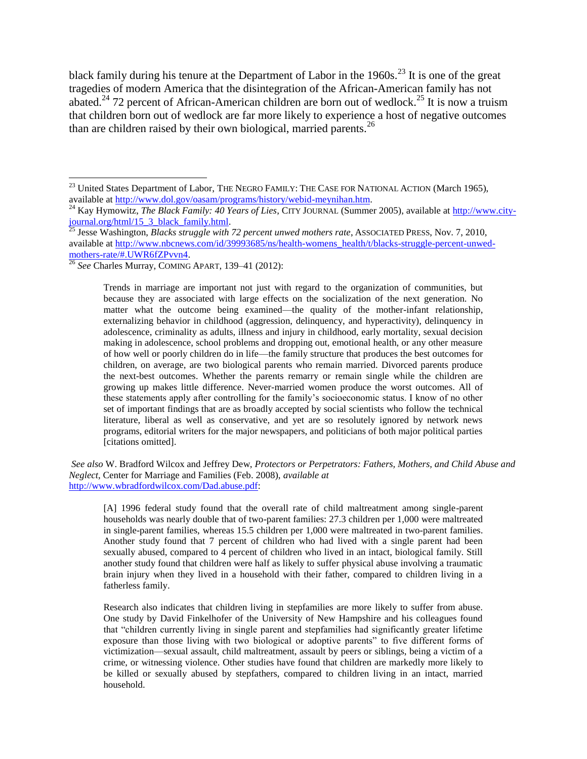black family during his tenure at the Department of Labor in the 1960s.[23] It is one of the great tragedies of modern America that the disintegration of the African-American family has not abated.[24] 72 percent of African-American children are born out of wedlock.[25] It is now a truism that children born out of wedlock are far more likely to experience a host of negative outcomes than are children raised by their own biological, married parents.[26]

---

[23] United States Department of Labor, THE NEGRO FAMILY: THE CASE FOR NATIONAL ACTION (March 1965), available at http://www.dol.gov/oasam/programs/history/webid-meynihan.htm.

[24] Kay Hymowitz, *The Black Family: 40 Years of Lies*, CITY JOURNAL (Summer 2005), available at http://www.city-journal.org/html/15_3_black_family.html.

[25] Jesse Washington, *Blacks struggle with 72 percent unwed mothers rate*, ASSOCIATED PRESS, Nov. 7, 2010, available at http://www.nbcnews.com/id/39993685/ns/health-womens_health/t/blacks-struggle-percent-unwed-mothers-rate/#.UWR6fZPvvn4.

[26] *See* Charles Murray, COMING APART, 139–41 (2012):

> Trends in marriage are important not just with regard to the organization of communities, but because they are associated with large effects on the socialization of the next generation. No matter what the outcome being examined—the quality of the mother-infant relationship, externalizing behavior in childhood (aggression, delinquency, and hyperactivity), delinquency in adolescence, criminality as adults, illness and injury in childhood, early mortality, sexual decision making in adolescence, school problems and dropping out, emotional health, or any other measure of how well or poorly children do in life—the family structure that produces the best outcomes for children, on average, are two biological parents who remain married. Divorced parents produce the next-best outcomes. Whether the parents remarry or remain single while the children are growing up makes little difference. Never-married women produce the worst outcomes. All of these statements apply after controlling for the family's socioeconomic status. I know of no other set of important findings that are as broadly accepted by social scientists who follow the technical literature, liberal as well as conservative, and yet are so resolutely ignored by network news programs, editorial writers for the major newspapers, and politicians of both major political parties [citations omitted].

*See also* W. Bradford Wilcox and Jeffrey Dew, *Protectors or Perpetrators: Fathers, Mothers, and Child Abuse and Neglect*, Center for Marriage and Families (Feb. 2008), *available at* http://www.wbradfordwilcox.com/Dad.abuse.pdf:

> [A] 1996 federal study found that the overall rate of child maltreatment among single-parent households was nearly double that of two-parent families: 27.3 children per 1,000 were maltreated in single-parent families, whereas 15.5 children per 1,000 were maltreated in two-parent families. Another study found that 7 percent of children who had lived with a single parent had been sexually abused, compared to 4 percent of children who lived in an intact, biological family. Still another study found that children were half as likely to suffer physical abuse involving a traumatic brain injury when they lived in a household with their father, compared to children living in a fatherless family.
>
> Research also indicates that children living in stepfamilies are more likely to suffer from abuse. One study by David Finkelhofer of the University of New Hampshire and his colleagues found that "children currently living in single parent and stepfamilies had significantly greater lifetime exposure than those living with two biological or adoptive parents" to five different forms of victimization—sexual assault, child maltreatment, assault by peers or siblings, being a victim of a crime, or witnessing violence. Other studies have found that children are markedly more likely to be killed or sexually abused by stepfathers, compared to children living in an intact, married household.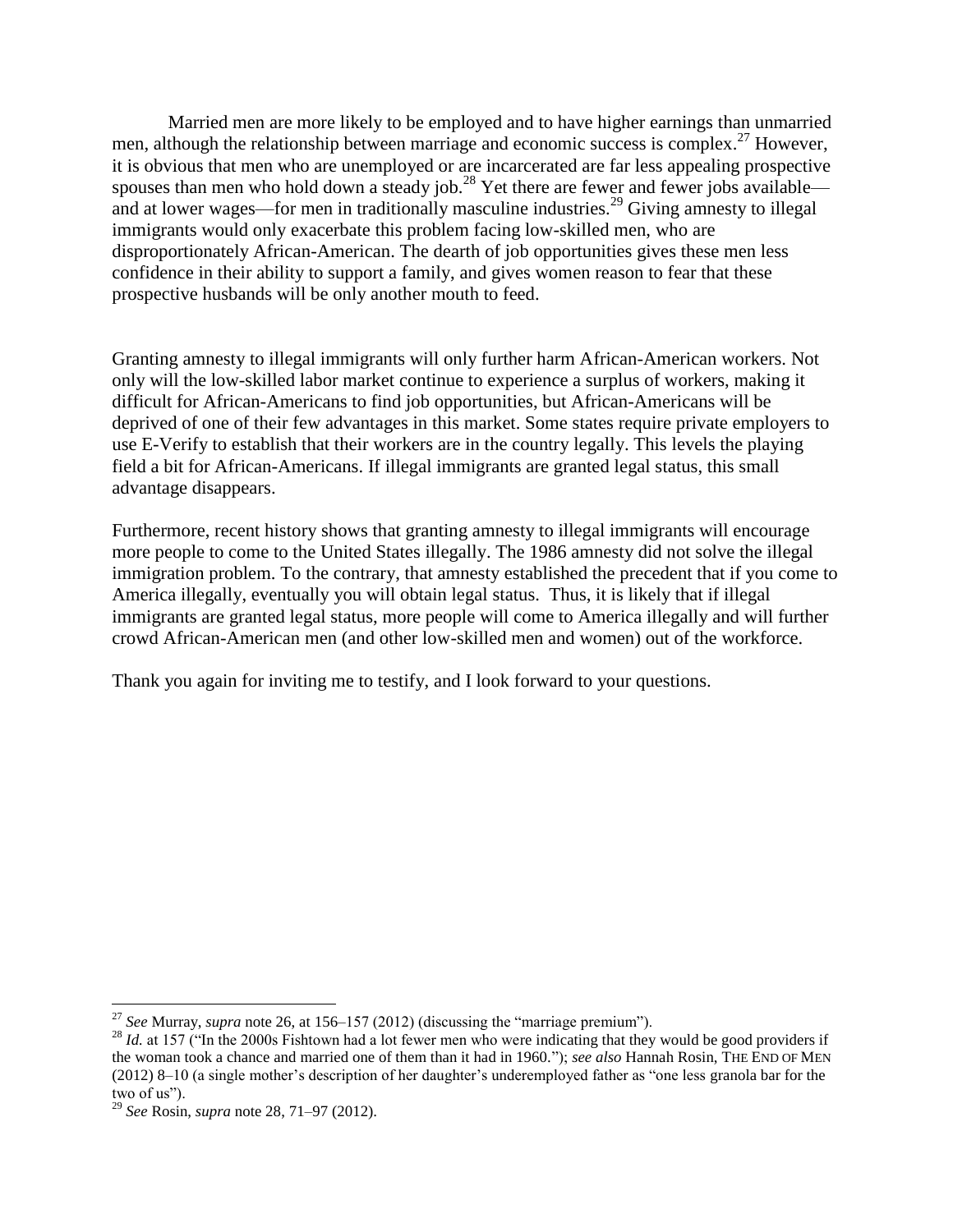Married men are more likely to be employed and to have higher earnings than unmarried men, although the relationship between marriage and economic success is complex.[27] However, it is obvious that men who are unemployed or are incarcerated are far less appealing prospective spouses than men who hold down a steady job.[28] Yet there are fewer and fewer jobs available—and at lower wages—for men in traditionally masculine industries.[29] Giving amnesty to illegal immigrants would only exacerbate this problem facing low-skilled men, who are disproportionately African-American. The dearth of job opportunities gives these men less confidence in their ability to support a family, and gives women reason to fear that these prospective husbands will be only another mouth to feed.

Granting amnesty to illegal immigrants will only further harm African-American workers. Not only will the low-skilled labor market continue to experience a surplus of workers, making it difficult for African-Americans to find job opportunities, but African-Americans will be deprived of one of their few advantages in this market. Some states require private employers to use E-Verify to establish that their workers are in the country legally. This levels the playing field a bit for African-Americans. If illegal immigrants are granted legal status, this small advantage disappears.

Furthermore, recent history shows that granting amnesty to illegal immigrants will encourage more people to come to the United States illegally. The 1986 amnesty did not solve the illegal immigration problem. To the contrary, that amnesty established the precedent that if you come to America illegally, eventually you will obtain legal status. Thus, it is likely that if illegal immigrants are granted legal status, more people will come to America illegally and will further crowd African-American men (and other low-skilled men and women) out of the workforce.

Thank you again for inviting me to testify, and I look forward to your questions.

---

[27] *See* Murray, *supra* note 26, at 156–157 (2012) (discussing the "marriage premium").

[28] *Id.* at 157 ("In the 2000s Fishtown had a lot fewer men who were indicating that they would be good providers if the woman took a chance and married one of them than it had in 1960."); *see also* Hannah Rosin, THE END OF MEN (2012) 8–10 (a single mother's description of her daughter's underemployed father as "one less granola bar for the two of us").

[29] *See* Rosin, *supra* note 28, 71–97 (2012).